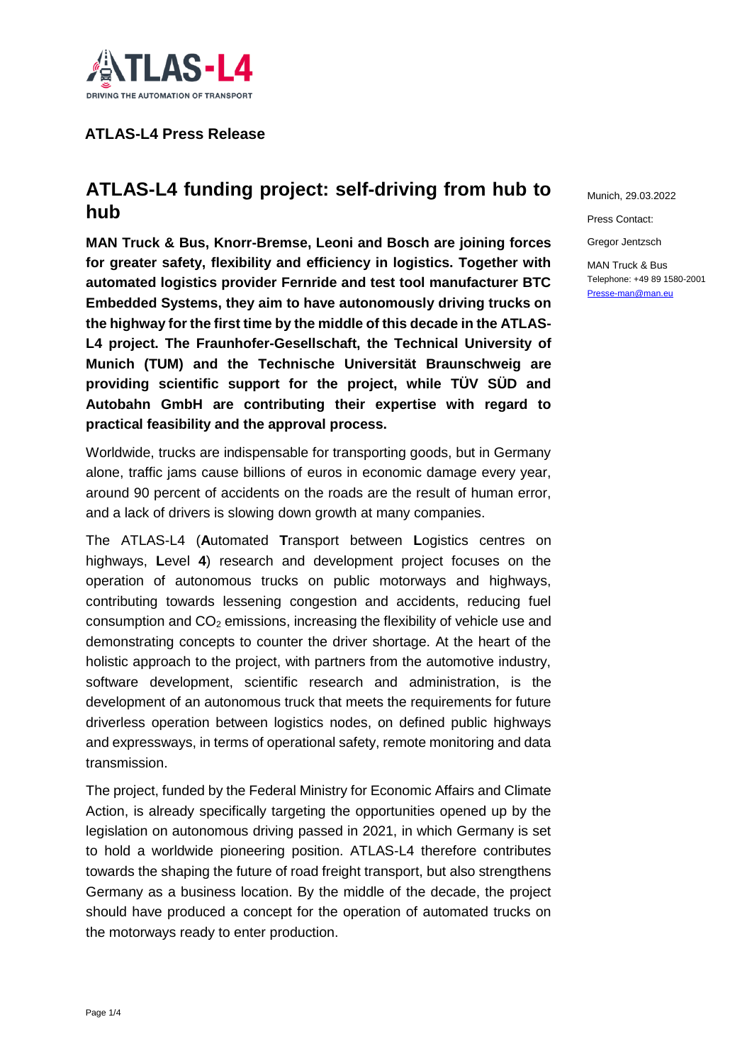**ATLAS-L4 Press Release**

Munich, 29.03.2022

Press Contact:

Gregor Jentzsch

MAN Truck & Bus
Telephone: +49 89 1580-2001
Presse-man@man.eu

# ATLAS-L4 funding project: self-driving from hub to hub

**MAN Truck & Bus, Knorr-Bremse, Leoni and Bosch are joining forces for greater safety, flexibility and efficiency in logistics. Together with automated logistics provider Fernride and test tool manufacturer BTC Embedded Systems, they aim to have autonomously driving trucks on the highway for the first time by the middle of this decade in the ATLAS-L4 project. The Fraunhofer-Gesellschaft, the Technical University of Munich (TUM) and the Technische Universität Braunschweig are providing scientific support for the project, while TÜV SÜD and Autobahn GmbH are contributing their expertise with regard to practical feasibility and the approval process.**

Worldwide, trucks are indispensable for transporting goods, but in Germany alone, traffic jams cause billions of euros in economic damage every year, around 90 percent of accidents on the roads are the result of human error, and a lack of drivers is slowing down growth at many companies.

The ATLAS-L4 (**A**utomated **T**ransport between **L**ogistics centres on highways, **L**evel **4**) research and development project focuses on the operation of autonomous trucks on public motorways and highways, contributing towards lessening congestion and accidents, reducing fuel consumption and $CO_2$ emissions, increasing the flexibility of vehicle use and demonstrating concepts to counter the driver shortage. At the heart of the holistic approach to the project, with partners from the automotive industry, software development, scientific research and administration, is the development of an autonomous truck that meets the requirements for future driverless operation between logistics nodes, on defined public highways and expressways, in terms of operational safety, remote monitoring and data transmission.

The project, funded by the Federal Ministry for Economic Affairs and Climate Action, is already specifically targeting the opportunities opened up by the legislation on autonomous driving passed in 2021, in which Germany is set to hold a worldwide pioneering position. ATLAS-L4 therefore contributes towards the shaping the future of road freight transport, but also strengthens Germany as a business location. By the middle of the decade, the project should have produced a concept for the operation of automated trucks on the motorways ready to enter production.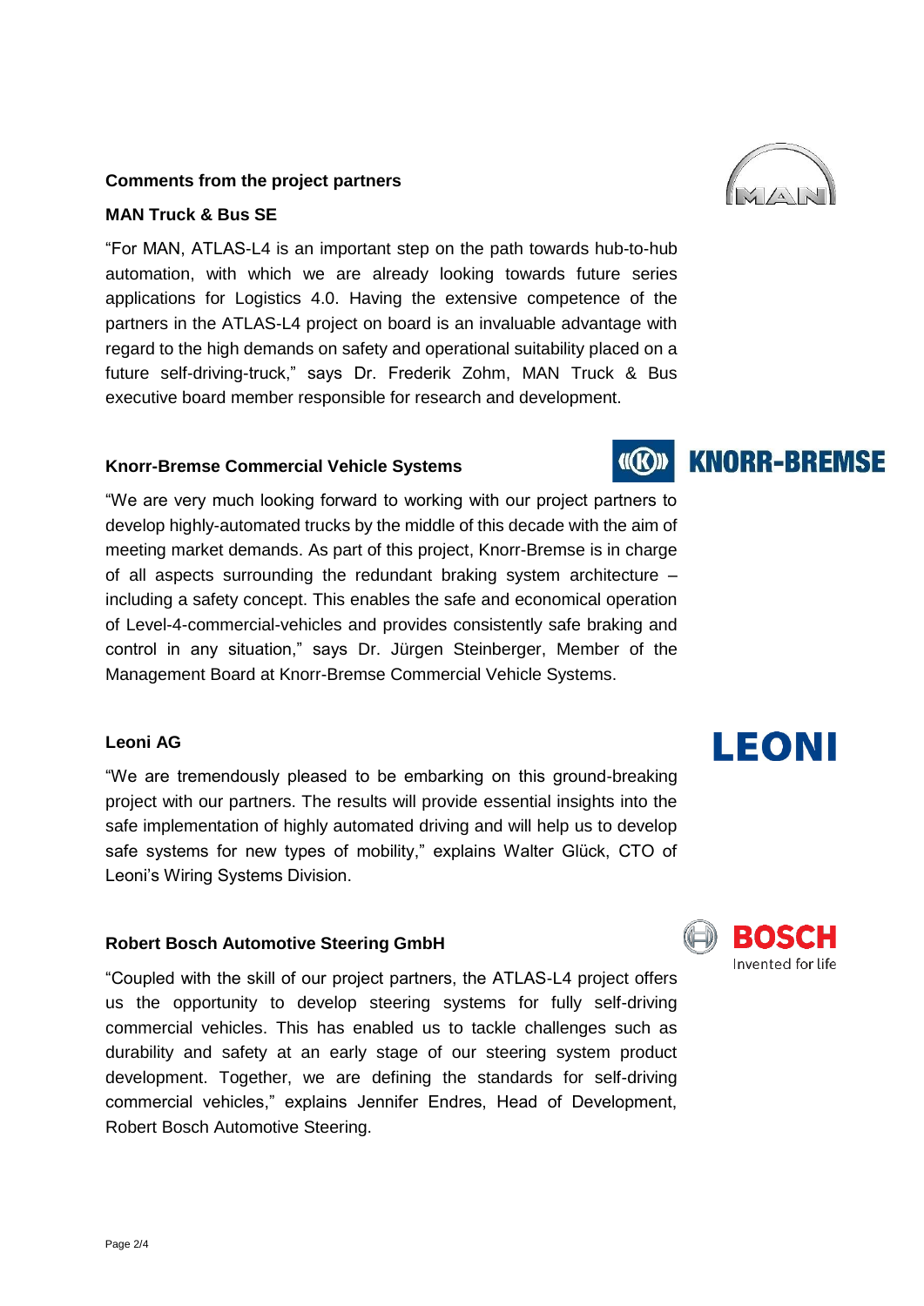## Comments from the project partners

### MAN Truck & Bus SE

"For MAN, ATLAS-L4 is an important step on the path towards hub-to-hub automation, with which we are already looking towards future series applications for Logistics 4.0. Having the extensive competence of the partners in the ATLAS-L4 project on board is an invaluable advantage with regard to the high demands on safety and operational suitability placed on a future self-driving-truck," says Dr. Frederik Zohm, MAN Truck & Bus executive board member responsible for research and development.

### Knorr-Bremse Commercial Vehicle Systems

"We are very much looking forward to working with our project partners to develop highly-automated trucks by the middle of this decade with the aim of meeting market demands. As part of this project, Knorr-Bremse is in charge of all aspects surrounding the redundant braking system architecture – including a safety concept. This enables the safe and economical operation of Level-4-commercial-vehicles and provides consistently safe braking and control in any situation," says Dr. Jürgen Steinberger, Member of the Management Board at Knorr-Bremse Commercial Vehicle Systems.

### Leoni AG

"We are tremendously pleased to be embarking on this ground-breaking project with our partners. The results will provide essential insights into the safe implementation of highly automated driving and will help us to develop safe systems for new types of mobility," explains Walter Glück, CTO of Leoni's Wiring Systems Division.

### Robert Bosch Automotive Steering GmbH

"Coupled with the skill of our project partners, the ATLAS-L4 project offers us the opportunity to develop steering systems for fully self-driving commercial vehicles. This has enabled us to tackle challenges such as durability and safety at an early stage of our steering system product development. Together, we are defining the standards for self-driving commercial vehicles," explains Jennifer Endres, Head of Development, Robert Bosch Automotive Steering.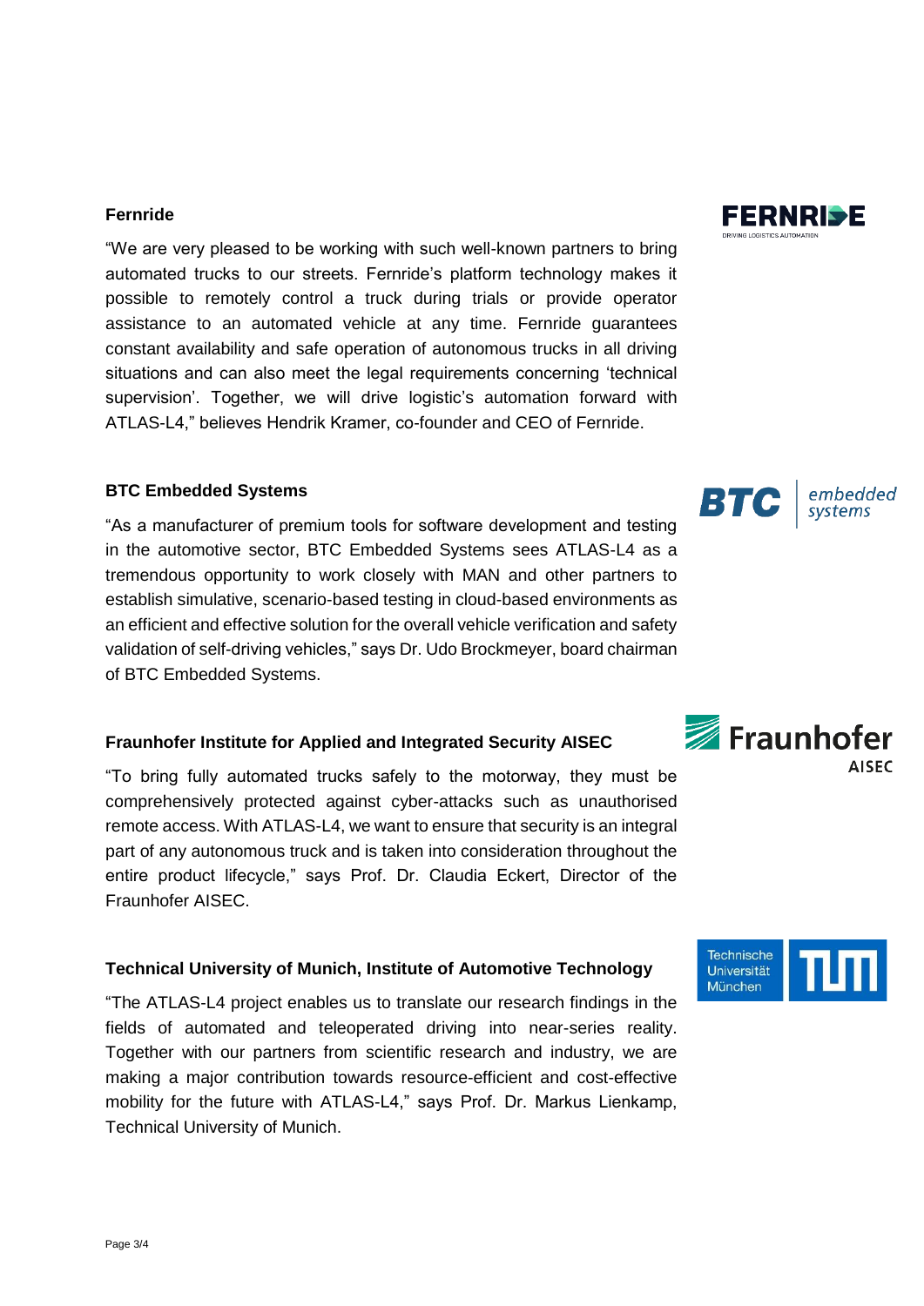### Fernride

"We are very pleased to be working with such well-known partners to bring automated trucks to our streets. Fernride's platform technology makes it possible to remotely control a truck during trials or provide operator assistance to an automated vehicle at any time. Fernride guarantees constant availability and safe operation of autonomous trucks in all driving situations and can also meet the legal requirements concerning 'technical supervision'. Together, we will drive logistic's automation forward with ATLAS-L4," believes Hendrik Kramer, co-founder and CEO of Fernride.

### BTC Embedded Systems

"As a manufacturer of premium tools for software development and testing in the automotive sector, BTC Embedded Systems sees ATLAS-L4 as a tremendous opportunity to work closely with MAN and other partners to establish simulative, scenario-based testing in cloud-based environments as an efficient and effective solution for the overall vehicle verification and safety validation of self-driving vehicles," says Dr. Udo Brockmeyer, board chairman of BTC Embedded Systems.

### Fraunhofer Institute for Applied and Integrated Security AISEC

"To bring fully automated trucks safely to the motorway, they must be comprehensively protected against cyber-attacks such as unauthorised remote access. With ATLAS-L4, we want to ensure that security is an integral part of any autonomous truck and is taken into consideration throughout the entire product lifecycle," says Prof. Dr. Claudia Eckert, Director of the Fraunhofer AISEC.

### Technical University of Munich, Institute of Automotive Technology

"The ATLAS-L4 project enables us to translate our research findings in the fields of automated and teleoperated driving into near-series reality. Together with our partners from scientific research and industry, we are making a major contribution towards resource-efficient and cost-effective mobility for the future with ATLAS-L4," says Prof. Dr. Markus Lienkamp, Technical University of Munich.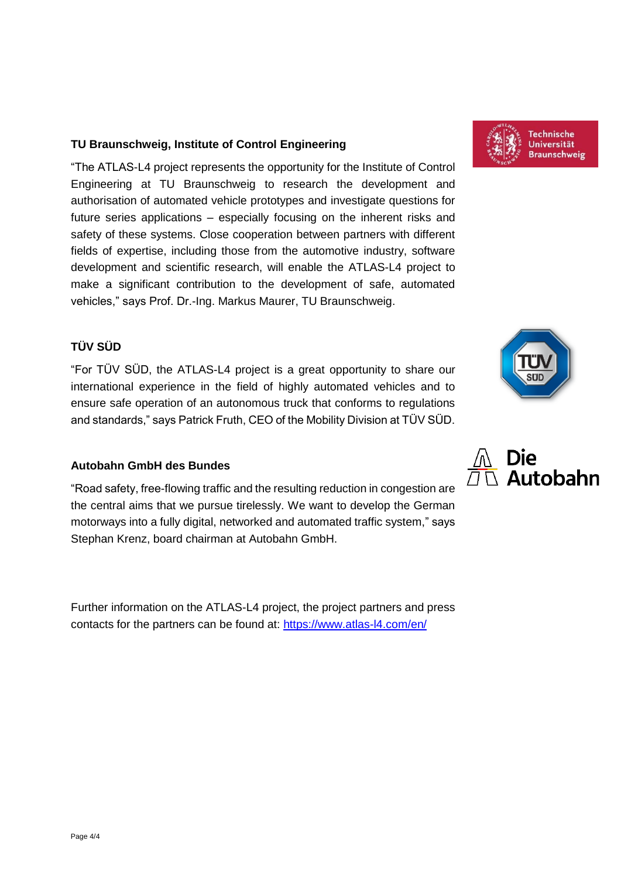**TU Braunschweig, Institute of Control Engineering**

“The ATLAS-L4 project represents the opportunity for the Institute of Control Engineering at TU Braunschweig to research the development and authorisation of automated vehicle prototypes and investigate questions for future series applications – especially focusing on the inherent risks and safety of these systems. Close cooperation between partners with different fields of expertise, including those from the automotive industry, software development and scientific research, will enable the ATLAS-L4 project to make a significant contribution to the development of safe, automated vehicles,” says Prof. Dr.-Ing. Markus Maurer, TU Braunschweig.

**TÜV SÜD**

“For TÜV SÜD, the ATLAS-L4 project is a great opportunity to share our international experience in the field of highly automated vehicles and to ensure safe operation of an autonomous truck that conforms to regulations and standards,” says Patrick Fruth, CEO of the Mobility Division at TÜV SÜD.

**Autobahn GmbH des Bundes**

“Road safety, free-flowing traffic and the resulting reduction in congestion are the central aims that we pursue tirelessly. We want to develop the German motorways into a fully digital, networked and automated traffic system,” says Stephan Krenz, board chairman at Autobahn GmbH.

Further information on the ATLAS-L4 project, the project partners and press contacts for the partners can be found at: [https://www.atlas-l4.com/en/](https://www.atlas-l4.com/en/)